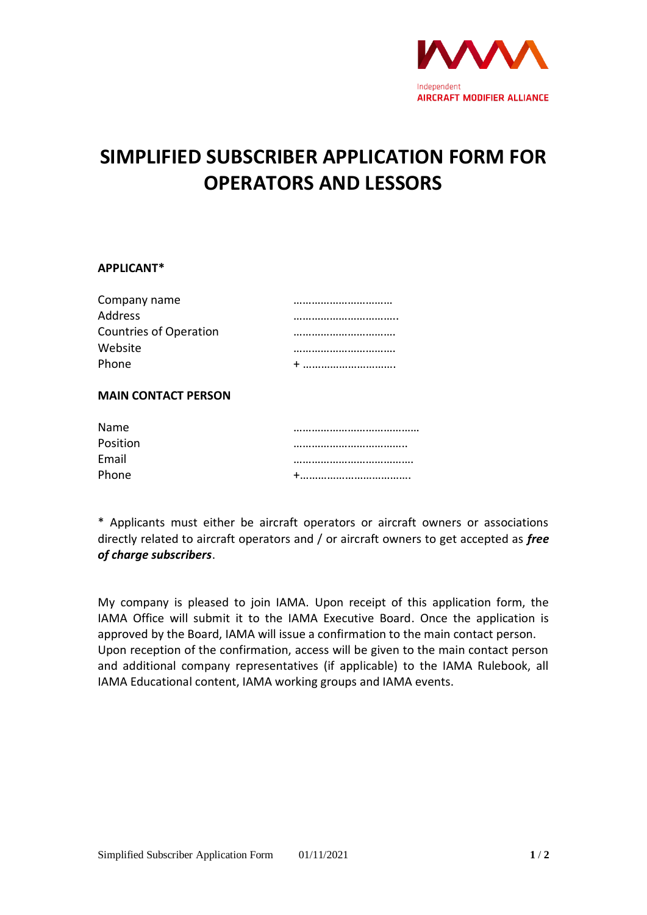Independent
AIRCRAFT MODIFIER ALLIANCE

# SIMPLIFIED SUBSCRIBER APPLICATION FORM FOR OPERATORS AND LESSORS

**APPLICANT***

| | |
|---|---|
| Company name | …………………………… |
| Address | ……………………………. |
| Countries of Operation | …………………………… |
| Website | …………………………… |
| Phone | + …………………………. |

**MAIN CONTACT PERSON**

| | |
|---|---|
| Name | ………………………………… |
| Position | ………………………………. |
| Email | ………………………………… |
| Phone | +………………………………. |

* Applicants must either be aircraft operators or aircraft owners or associations directly related to aircraft operators and / or aircraft owners to get accepted as ***free of charge subscribers***.

My company is pleased to join IAMA. Upon receipt of this application form, the IAMA Office will submit it to the IAMA Executive Board. Once the application is approved by the Board, IAMA will issue a confirmation to the main contact person. Upon reception of the confirmation, access will be given to the main contact person and additional company representatives (if applicable) to the IAMA Rulebook, all IAMA Educational content, IAMA working groups and IAMA events.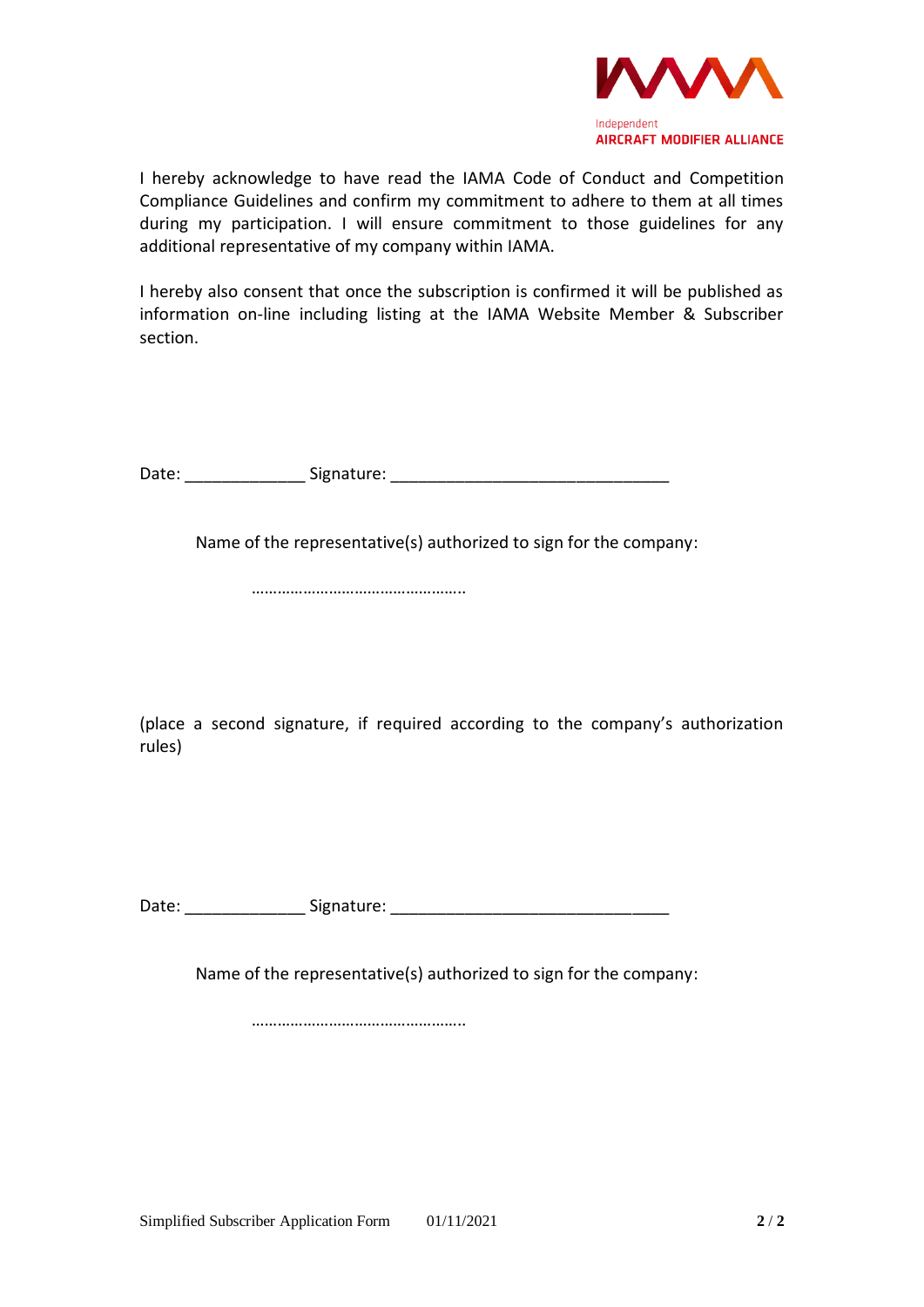I hereby acknowledge to have read the IAMA Code of Conduct and Competition Compliance Guidelines and confirm my commitment to adhere to them at all times during my participation. I will ensure commitment to those guidelines for any additional representative of my company within IAMA.

I hereby also consent that once the subscription is confirmed it will be published as information on-line including listing at the IAMA Website Member & Subscriber section.

Date: _____________ Signature: ______________________________

Name of the representative(s) authorized to sign for the company:

…………………………………………..

(place a second signature, if required according to the company's authorization rules)

Date: _____________ Signature: ______________________________

Name of the representative(s) authorized to sign for the company:

…………………………………………..